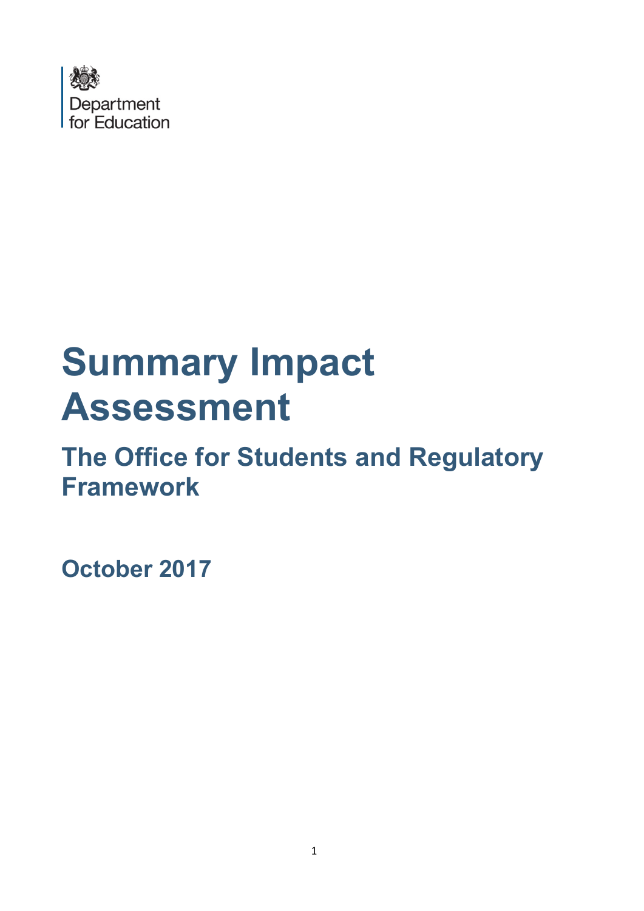Department for Education

# Summary Impact Assessment

## The Office for Students and Regulatory Framework

**October 2017**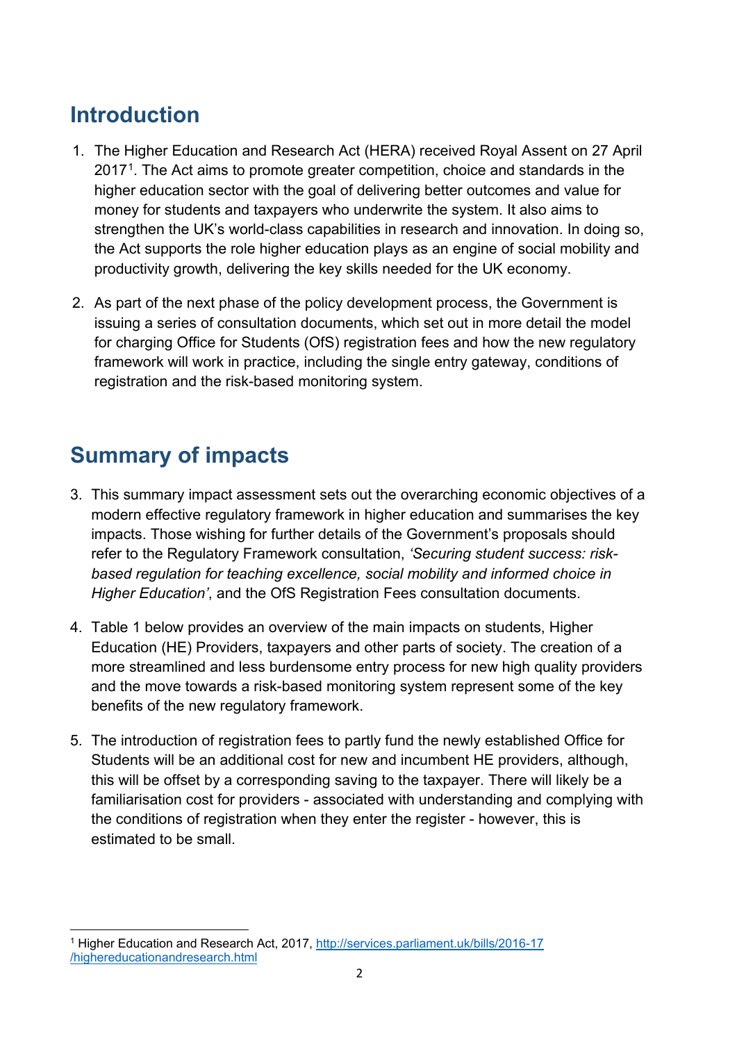## Introduction

1. The Higher Education and Research Act (HERA) received Royal Assent on 27 April 2017[1]. The Act aims to promote greater competition, choice and standards in the higher education sector with the goal of delivering better outcomes and value for money for students and taxpayers who underwrite the system. It also aims to strengthen the UK's world-class capabilities in research and innovation. In doing so, the Act supports the role higher education plays as an engine of social mobility and productivity growth, delivering the key skills needed for the UK economy.

2. As part of the next phase of the policy development process, the Government is issuing a series of consultation documents, which set out in more detail the model for charging Office for Students (OfS) registration fees and how the new regulatory framework will work in practice, including the single entry gateway, conditions of registration and the risk-based monitoring system.

## Summary of impacts

3. This summary impact assessment sets out the overarching economic objectives of a modern effective regulatory framework in higher education and summarises the key impacts. Those wishing for further details of the Government's proposals should refer to the Regulatory Framework consultation, *'Securing student success: risk-based regulation for teaching excellence, social mobility and informed choice in Higher Education'*, and the OfS Registration Fees consultation documents.

4. Table 1 below provides an overview of the main impacts on students, Higher Education (HE) Providers, taxpayers and other parts of society. The creation of a more streamlined and less burdensome entry process for new high quality providers and the move towards a risk-based monitoring system represent some of the key benefits of the new regulatory framework.

5. The introduction of registration fees to partly fund the newly established Office for Students will be an additional cost for new and incumbent HE providers, although, this will be offset by a corresponding saving to the taxpayer. There will likely be a familiarisation cost for providers - associated with understanding and complying with the conditions of registration when they enter the register - however, this is estimated to be small.

---

[1] Higher Education and Research Act, 2017, http://services.parliament.uk/bills/2016-17/highereducationandresearch.html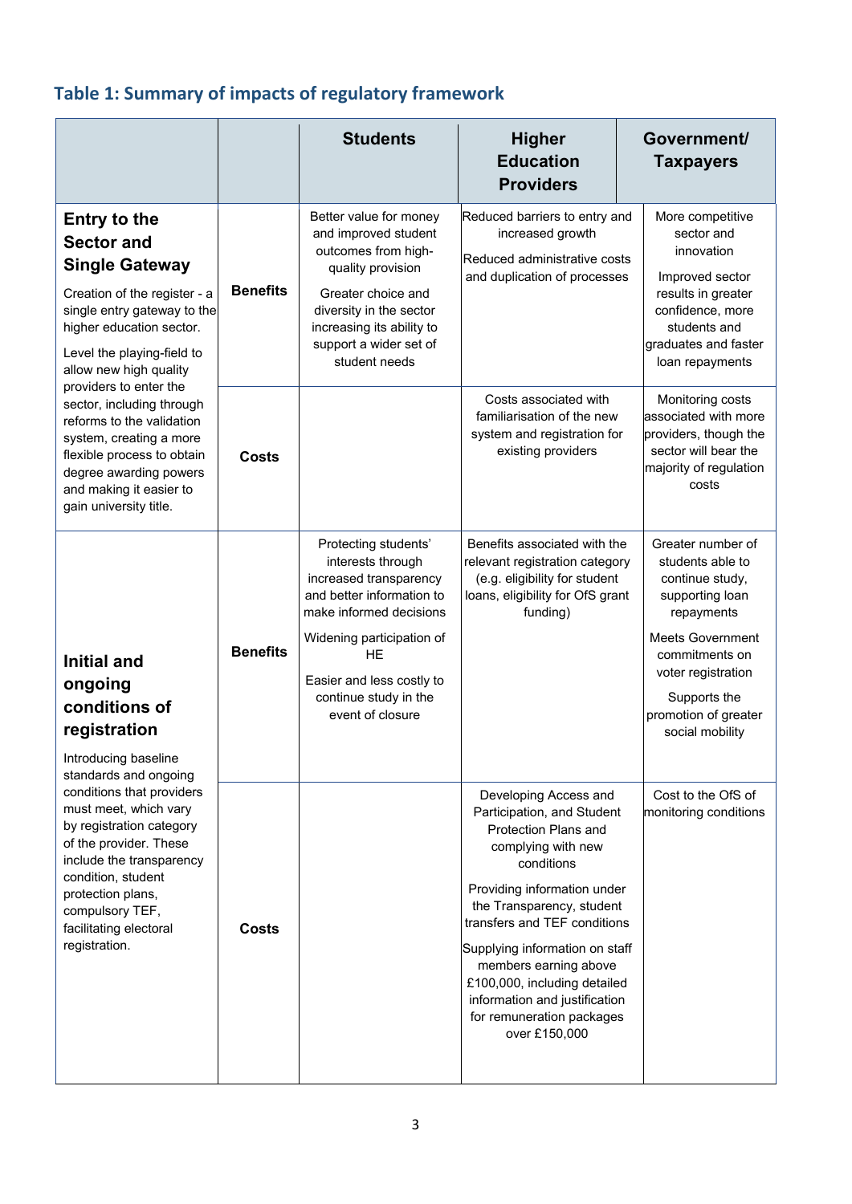## Table 1: Summary of impacts of regulatory framework

| | | Students | Higher Education Providers | Government/ Taxpayers |
|---|---|---|---|---|
| **Entry to the Sector and Single Gateway**<br><br>Creation of the register - a single entry gateway to the higher education sector.<br><br>Level the playing-field to allow new high quality providers to enter the sector, including through reforms to the validation system, creating a more flexible process to obtain degree awarding powers and making it easier to gain university title. | **Benefits** | Better value for money and improved student outcomes from high-quality provision<br><br>Greater choice and diversity in the sector increasing its ability to support a wider set of student needs | Reduced barriers to entry and increased growth<br><br>Reduced administrative costs and duplication of processes | More competitive sector and innovation<br><br>Improved sector results in greater confidence, more students and graduates and faster loan repayments |
| | **Costs** | | Costs associated with familiarisation of the new system and registration for existing providers | Monitoring costs associated with more providers, though the sector will bear the majority of regulation costs |
| **Initial and ongoing conditions of registration**<br><br>Introducing baseline standards and ongoing conditions that providers must meet, which vary by registration category of the provider. These include the transparency condition, student protection plans, compulsory TEF, facilitating electoral registration. | **Benefits** | Protecting students' interests through increased transparency and better information to make informed decisions<br><br>Widening participation of HE<br><br>Easier and less costly to continue study in the event of closure | Benefits associated with the relevant registration category (e.g. eligibility for student loans, eligibility for OfS grant funding) | Greater number of students able to continue study, supporting loan repayments<br><br>Meets Government commitments on voter registration<br><br>Supports the promotion of greater social mobility |
| | **Costs** | | Developing Access and Participation, and Student Protection Plans and complying with new conditions<br><br>Providing information under the Transparency, student transfers and TEF conditions<br><br>Supplying information on staff members earning above £100,000, including detailed information and justification for remuneration packages over £150,000 | Cost to the OfS of monitoring conditions |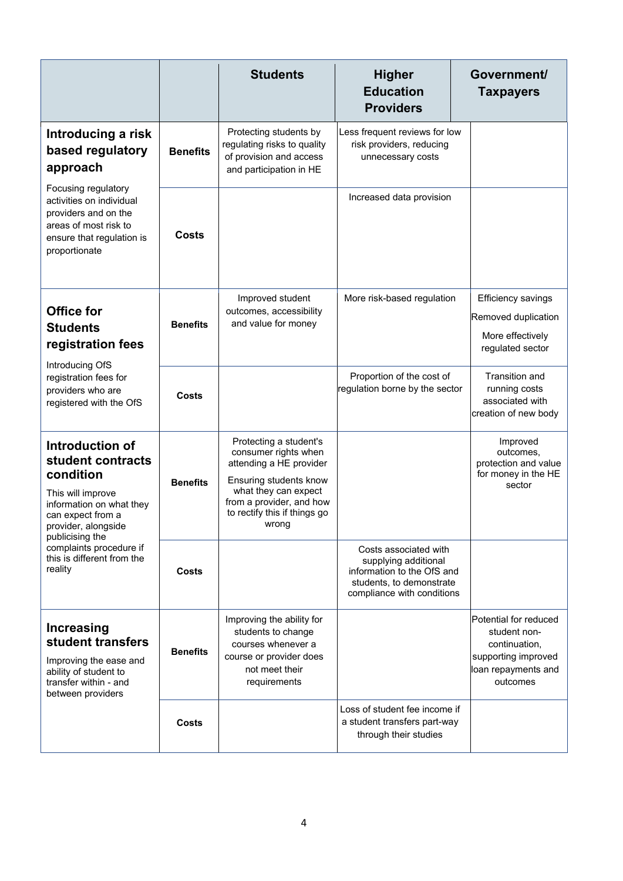| | | Students | Higher Education Providers | Government/ Taxpayers |
|---|---|---|---|---|
| **Introducing a risk based regulatory approach** Focusing regulatory activities on individual providers and on the areas of most risk to ensure that regulation is proportionate | **Benefits** | Protecting students by regulating risks to quality of provision and access and participation in HE | Less frequent reviews for low risk providers, reducing unnecessary costs | |
| | **Costs** | | Increased data provision | |
| **Office for Students registration fees** Introducing OfS registration fees for providers who are registered with the OfS | **Benefits** | Improved student outcomes, accessibility and value for money | More risk-based regulation | Efficiency savings<br>Removed duplication<br>More effectively regulated sector |
| | **Costs** | | Proportion of the cost of regulation borne by the sector | Transition and running costs associated with creation of new body |
| **Introduction of student contracts condition** This will improve information on what they can expect from a provider, alongside publicising the complaints procedure if this is different from the reality | **Benefits** | Protecting a student's consumer rights when attending a HE provider<br>Ensuring students know what they can expect from a provider, and how to rectify this if things go wrong | | Improved outcomes, protection and value for money in the HE sector |
| | **Costs** | | Costs associated with supplying additional information to the OfS and students, to demonstrate compliance with conditions | |
| **Increasing student transfers** Improving the ease and ability of student to transfer within - and between providers | **Benefits** | Improving the ability for students to change courses whenever a course or provider does not meet their requirements | | Potential for reduced student non-continuation, supporting improved loan repayments and outcomes |
| | **Costs** | | Loss of student fee income if a student transfers part-way through their studies | |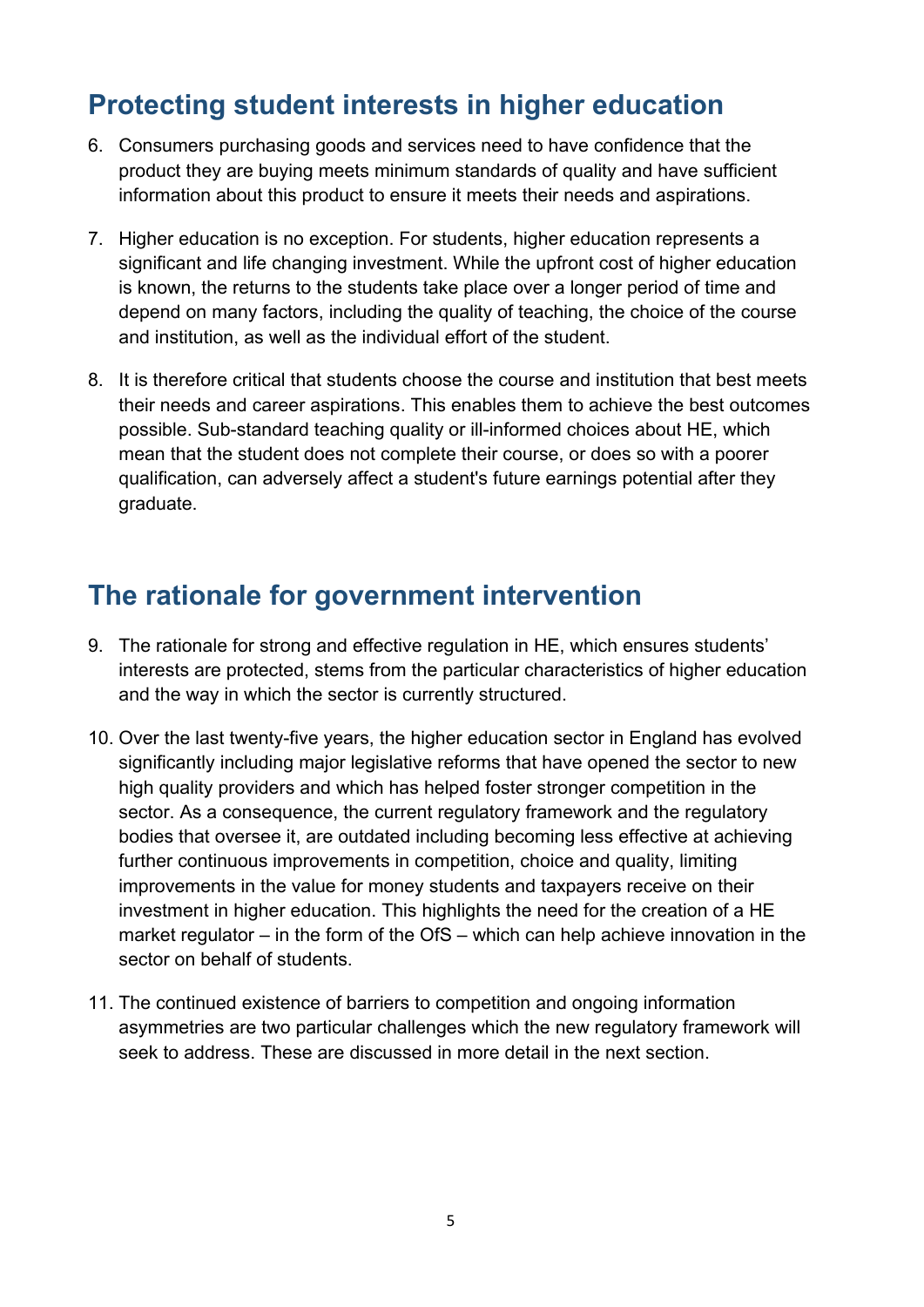## Protecting student interests in higher education

6. Consumers purchasing goods and services need to have confidence that the product they are buying meets minimum standards of quality and have sufficient information about this product to ensure it meets their needs and aspirations.

7. Higher education is no exception. For students, higher education represents a significant and life changing investment. While the upfront cost of higher education is known, the returns to the students take place over a longer period of time and depend on many factors, including the quality of teaching, the choice of the course and institution, as well as the individual effort of the student.

8. It is therefore critical that students choose the course and institution that best meets their needs and career aspirations. This enables them to achieve the best outcomes possible. Sub-standard teaching quality or ill-informed choices about HE, which mean that the student does not complete their course, or does so with a poorer qualification, can adversely affect a student's future earnings potential after they graduate.

## The rationale for government intervention

9. The rationale for strong and effective regulation in HE, which ensures students' interests are protected, stems from the particular characteristics of higher education and the way in which the sector is currently structured.

10. Over the last twenty-five years, the higher education sector in England has evolved significantly including major legislative reforms that have opened the sector to new high quality providers and which has helped foster stronger competition in the sector. As a consequence, the current regulatory framework and the regulatory bodies that oversee it, are outdated including becoming less effective at achieving further continuous improvements in competition, choice and quality, limiting improvements in the value for money students and taxpayers receive on their investment in higher education. This highlights the need for the creation of a HE market regulator – in the form of the OfS – which can help achieve innovation in the sector on behalf of students.

11. The continued existence of barriers to competition and ongoing information asymmetries are two particular challenges which the new regulatory framework will seek to address. These are discussed in more detail in the next section.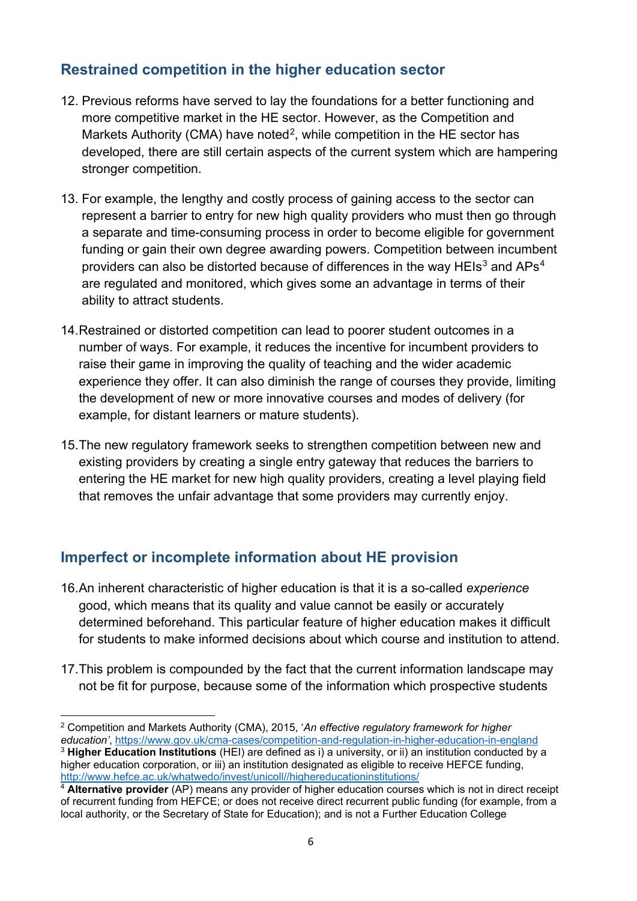## Restrained competition in the higher education sector

12. Previous reforms have served to lay the foundations for a better functioning and more competitive market in the HE sector. However, as the Competition and Markets Authority (CMA) have noted[2], while competition in the HE sector has developed, there are still certain aspects of the current system which are hampering stronger competition.

13. For example, the lengthy and costly process of gaining access to the sector can represent a barrier to entry for new high quality providers who must then go through a separate and time-consuming process in order to become eligible for government funding or gain their own degree awarding powers. Competition between incumbent providers can also be distorted because of differences in the way HEIs[3] and APs[4] are regulated and monitored, which gives some an advantage in terms of their ability to attract students.

14. Restrained or distorted competition can lead to poorer student outcomes in a number of ways. For example, it reduces the incentive for incumbent providers to raise their game in improving the quality of teaching and the wider academic experience they offer. It can also diminish the range of courses they provide, limiting the development of new or more innovative courses and modes of delivery (for example, for distant learners or mature students).

15. The new regulatory framework seeks to strengthen competition between new and existing providers by creating a single entry gateway that reduces the barriers to entering the HE market for new high quality providers, creating a level playing field that removes the unfair advantage that some providers may currently enjoy.

## Imperfect or incomplete information about HE provision

16. An inherent characteristic of higher education is that it is a so-called *experience* good, which means that its quality and value cannot be easily or accurately determined beforehand. This particular feature of higher education makes it difficult for students to make informed decisions about which course and institution to attend.

17. This problem is compounded by the fact that the current information landscape may not be fit for purpose, because some of the information which prospective students

---

[2] Competition and Markets Authority (CMA), 2015, '*An effective regulatory framework for higher education'*, https://www.gov.uk/cma-cases/competition-and-regulation-in-higher-education-in-england

[3] **Higher Education Institutions** (HEI) are defined as i) a university, or ii) an institution conducted by a higher education corporation, or iii) an institution designated as eligible to receive HEFCE funding, http://www.hefce.ac.uk/whatwedo/invest/unicoll//highereducationinstitutions/

[4] **Alternative provider** (AP) means any provider of higher education courses which is not in direct receipt of recurrent funding from HEFCE; or does not receive direct recurrent public funding (for example, from a local authority, or the Secretary of State for Education); and is not a Further Education College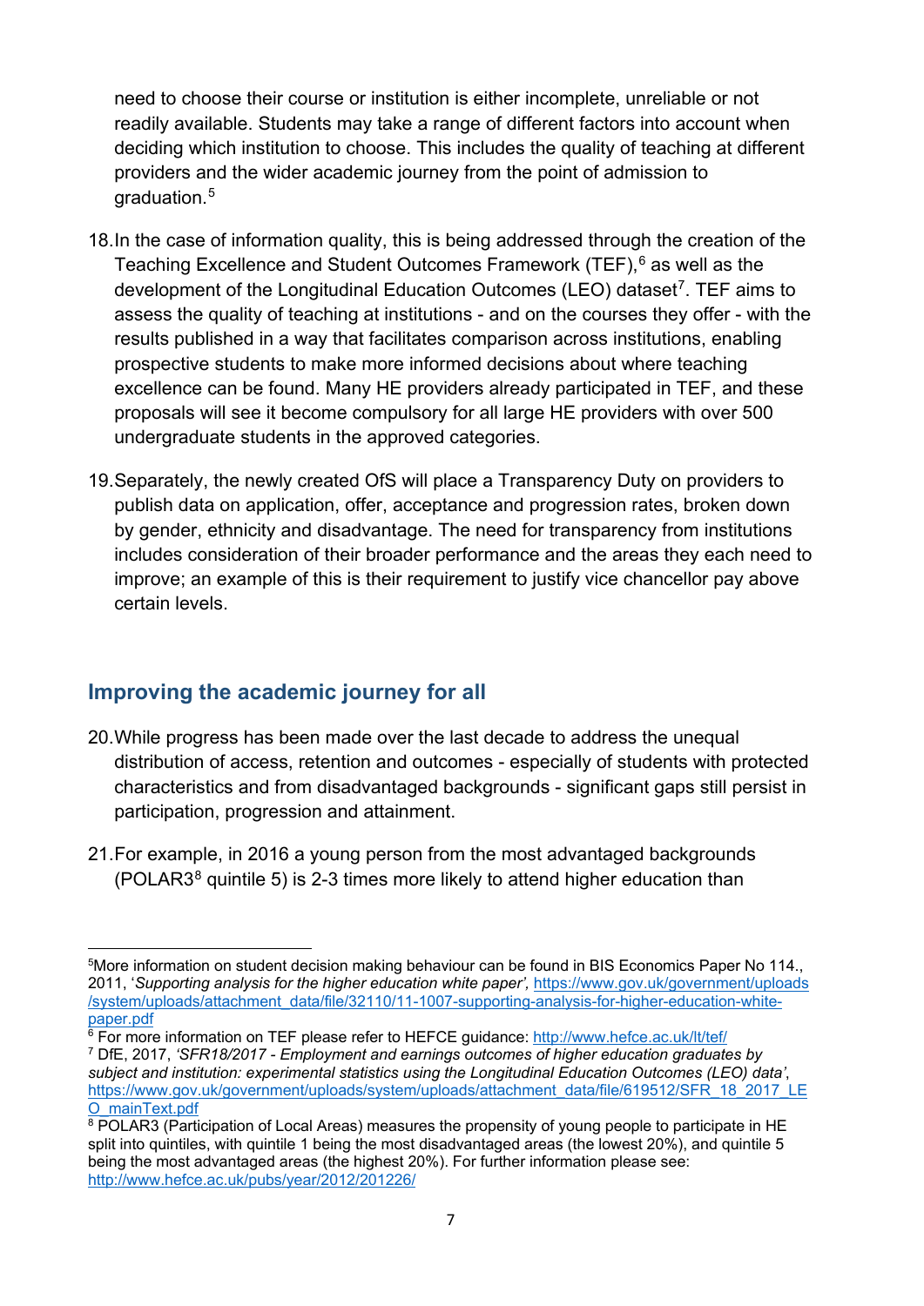need to choose their course or institution is either incomplete, unreliable or not readily available. Students may take a range of different factors into account when deciding which institution to choose. This includes the quality of teaching at different providers and the wider academic journey from the point of admission to graduation.[5]

18. In the case of information quality, this is being addressed through the creation of the Teaching Excellence and Student Outcomes Framework (TEF),[6] as well as the development of the Longitudinal Education Outcomes (LEO) dataset[7]. TEF aims to assess the quality of teaching at institutions - and on the courses they offer - with the results published in a way that facilitates comparison across institutions, enabling prospective students to make more informed decisions about where teaching excellence can be found. Many HE providers already participated in TEF, and these proposals will see it become compulsory for all large HE providers with over 500 undergraduate students in the approved categories.

19. Separately, the newly created OfS will place a Transparency Duty on providers to publish data on application, offer, acceptance and progression rates, broken down by gender, ethnicity and disadvantage. The need for transparency from institutions includes consideration of their broader performance and the areas they each need to improve; an example of this is their requirement to justify vice chancellor pay above certain levels.

## Improving the academic journey for all

20. While progress has been made over the last decade to address the unequal distribution of access, retention and outcomes - especially of students with protected characteristics and from disadvantaged backgrounds - significant gaps still persist in participation, progression and attainment.

21. For example, in 2016 a young person from the most advantaged backgrounds (POLAR3[8] quintile 5) is 2-3 times more likely to attend higher education than

---

[5] More information on student decision making behaviour can be found in BIS Economics Paper No 114., 2011, '*Supporting analysis for the higher education white paper',* https://www.gov.uk/government/uploads/system/uploads/attachment_data/file/32110/11-1007-supporting-analysis-for-higher-education-white-paper.pdf

[6] For more information on TEF please refer to HEFCE guidance: http://www.hefce.ac.uk/lt/tef/

[7] DfE, 2017, *'SFR18/2017 - Employment and earnings outcomes of higher education graduates by subject and institution: experimental statistics using the Longitudinal Education Outcomes (LEO) data'*, https://www.gov.uk/government/uploads/system/uploads/attachment_data/file/619512/SFR_18_2017_LEO_mainText.pdf

[8] POLAR3 (Participation of Local Areas) measures the propensity of young people to participate in HE split into quintiles, with quintile 1 being the most disadvantaged areas (the lowest 20%), and quintile 5 being the most advantaged areas (the highest 20%). For further information please see: http://www.hefce.ac.uk/pubs/year/2012/201226/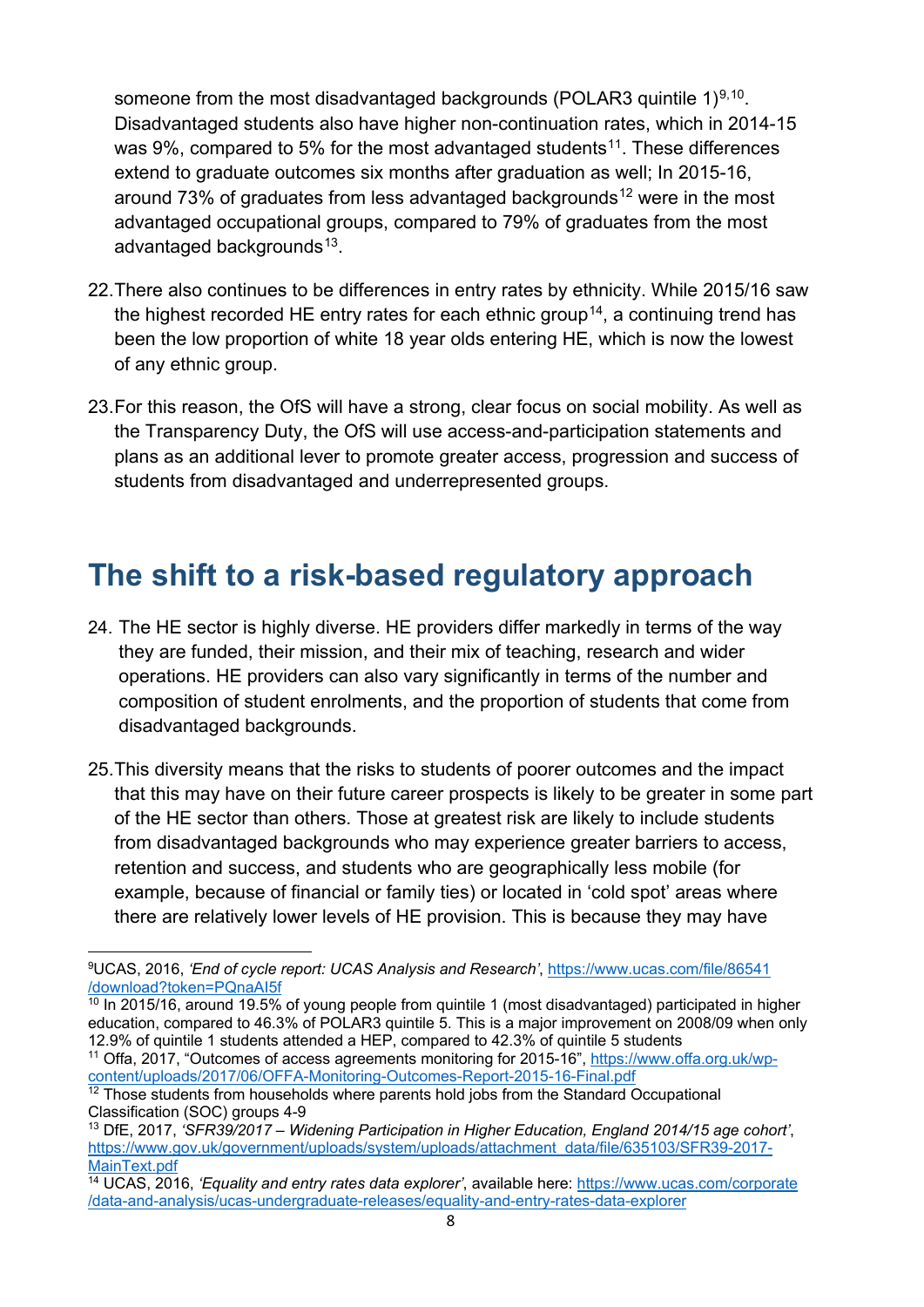someone from the most disadvantaged backgrounds (POLAR3 quintile 1)[9,10]. Disadvantaged students also have higher non-continuation rates, which in 2014-15 was 9%, compared to 5% for the most advantaged students[11]. These differences extend to graduate outcomes six months after graduation as well; In 2015-16, around 73% of graduates from less advantaged backgrounds[12] were in the most advantaged occupational groups, compared to 79% of graduates from the most advantaged backgrounds[13].

22. There also continues to be differences in entry rates by ethnicity. While 2015/16 saw the highest recorded HE entry rates for each ethnic group[14], a continuing trend has been the low proportion of white 18 year olds entering HE, which is now the lowest of any ethnic group.

23. For this reason, the OfS will have a strong, clear focus on social mobility. As well as the Transparency Duty, the OfS will use access-and-participation statements and plans as an additional lever to promote greater access, progression and success of students from disadvantaged and underrepresented groups.

## The shift to a risk-based regulatory approach

24. The HE sector is highly diverse. HE providers differ markedly in terms of the way they are funded, their mission, and their mix of teaching, research and wider operations. HE providers can also vary significantly in terms of the number and composition of student enrolments, and the proportion of students that come from disadvantaged backgrounds.

25. This diversity means that the risks to students of poorer outcomes and the impact that this may have on their future career prospects is likely to be greater in some part of the HE sector than others. Those at greatest risk are likely to include students from disadvantaged backgrounds who may experience greater barriers to access, retention and success, and students who are geographically less mobile (for example, because of financial or family ties) or located in 'cold spot' areas where there are relatively lower levels of HE provision. This is because they may have

---

[9] UCAS, 2016, *'End of cycle report: UCAS Analysis and Research'*, https://www.ucas.com/file/86541/download?token=PQnaAI5f

[10] In 2015/16, around 19.5% of young people from quintile 1 (most disadvantaged) participated in higher education, compared to 46.3% of POLAR3 quintile 5. This is a major improvement on 2008/09 when only 12.9% of quintile 1 students attended a HEP, compared to 42.3% of quintile 5 students

[11] Offa, 2017, "Outcomes of access agreements monitoring for 2015-16", https://www.offa.org.uk/wp-content/uploads/2017/06/OFFA-Monitoring-Outcomes-Report-2015-16-Final.pdf

[12] Those students from households where parents hold jobs from the Standard Occupational Classification (SOC) groups 4-9

[13] DfE, 2017, *'SFR39/2017 – Widening Participation in Higher Education, England 2014/15 age cohort'*, https://www.gov.uk/government/uploads/system/uploads/attachment_data/file/635103/SFR39-2017-MainText.pdf

[14] UCAS, 2016, *'Equality and entry rates data explorer'*, available here: https://www.ucas.com/corporate/data-and-analysis/ucas-undergraduate-releases/equality-and-entry-rates-data-explorer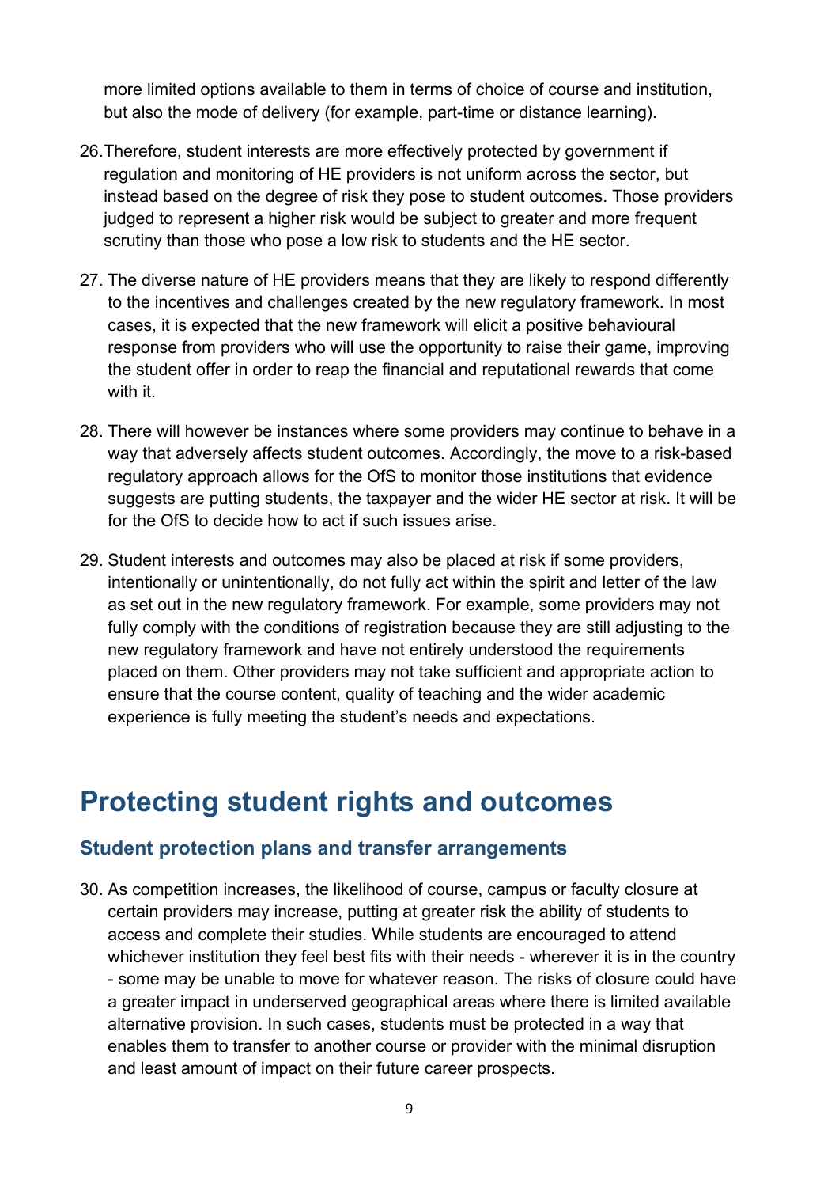more limited options available to them in terms of choice of course and institution, but also the mode of delivery (for example, part-time or distance learning).

26. Therefore, student interests are more effectively protected by government if regulation and monitoring of HE providers is not uniform across the sector, but instead based on the degree of risk they pose to student outcomes. Those providers judged to represent a higher risk would be subject to greater and more frequent scrutiny than those who pose a low risk to students and the HE sector.

27. The diverse nature of HE providers means that they are likely to respond differently to the incentives and challenges created by the new regulatory framework. In most cases, it is expected that the new framework will elicit a positive behavioural response from providers who will use the opportunity to raise their game, improving the student offer in order to reap the financial and reputational rewards that come with it.

28. There will however be instances where some providers may continue to behave in a way that adversely affects student outcomes. Accordingly, the move to a risk-based regulatory approach allows for the OfS to monitor those institutions that evidence suggests are putting students, the taxpayer and the wider HE sector at risk. It will be for the OfS to decide how to act if such issues arise.

29. Student interests and outcomes may also be placed at risk if some providers, intentionally or unintentionally, do not fully act within the spirit and letter of the law as set out in the new regulatory framework. For example, some providers may not fully comply with the conditions of registration because they are still adjusting to the new regulatory framework and have not entirely understood the requirements placed on them. Other providers may not take sufficient and appropriate action to ensure that the course content, quality of teaching and the wider academic experience is fully meeting the student's needs and expectations.

# Protecting student rights and outcomes

## Student protection plans and transfer arrangements

30. As competition increases, the likelihood of course, campus or faculty closure at certain providers may increase, putting at greater risk the ability of students to access and complete their studies. While students are encouraged to attend whichever institution they feel best fits with their needs - wherever it is in the country - some may be unable to move for whatever reason. The risks of closure could have a greater impact in underserved geographical areas where there is limited available alternative provision. In such cases, students must be protected in a way that enables them to transfer to another course or provider with the minimal disruption and least amount of impact on their future career prospects.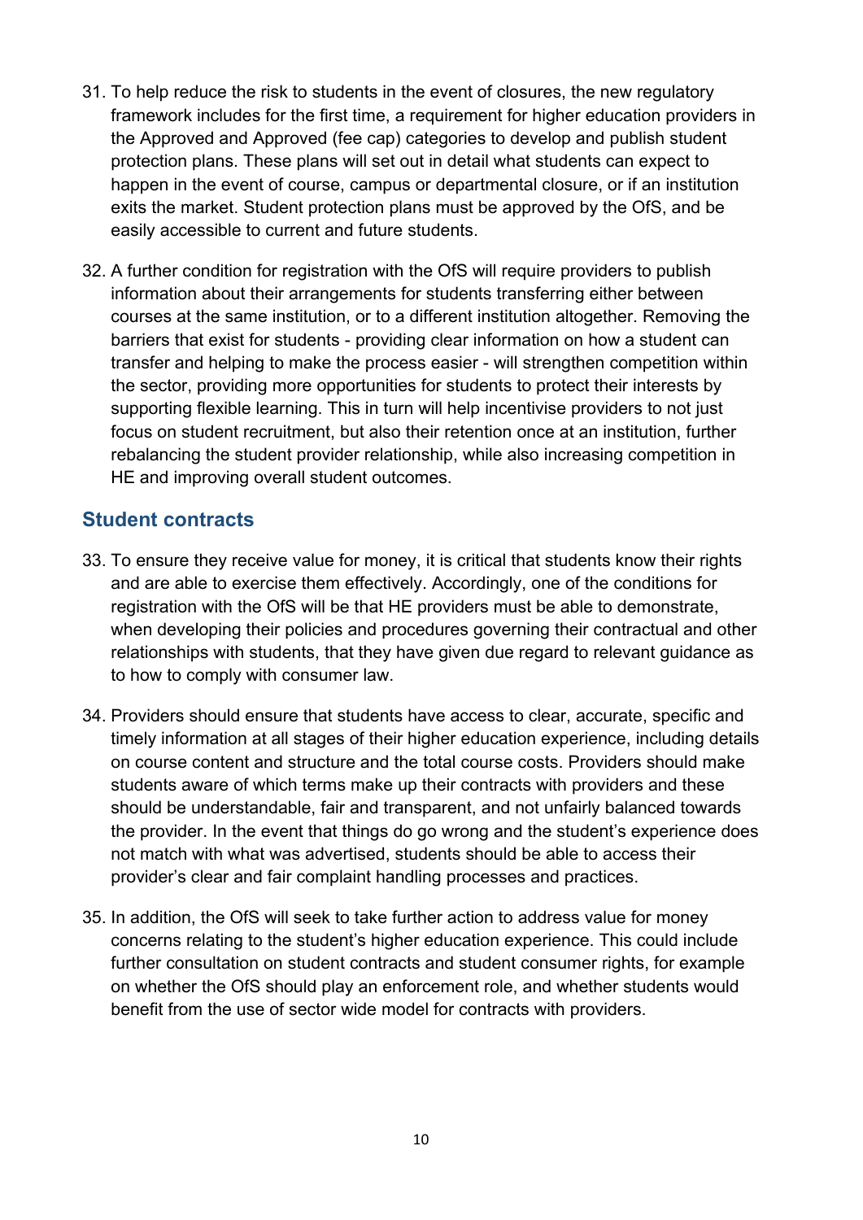31. To help reduce the risk to students in the event of closures, the new regulatory framework includes for the first time, a requirement for higher education providers in the Approved and Approved (fee cap) categories to develop and publish student protection plans. These plans will set out in detail what students can expect to happen in the event of course, campus or departmental closure, or if an institution exits the market. Student protection plans must be approved by the OfS, and be easily accessible to current and future students.

32. A further condition for registration with the OfS will require providers to publish information about their arrangements for students transferring either between courses at the same institution, or to a different institution altogether. Removing the barriers that exist for students - providing clear information on how a student can transfer and helping to make the process easier - will strengthen competition within the sector, providing more opportunities for students to protect their interests by supporting flexible learning. This in turn will help incentivise providers to not just focus on student recruitment, but also their retention once at an institution, further rebalancing the student provider relationship, while also increasing competition in HE and improving overall student outcomes.

## Student contracts

33. To ensure they receive value for money, it is critical that students know their rights and are able to exercise them effectively. Accordingly, one of the conditions for registration with the OfS will be that HE providers must be able to demonstrate, when developing their policies and procedures governing their contractual and other relationships with students, that they have given due regard to relevant guidance as to how to comply with consumer law.

34. Providers should ensure that students have access to clear, accurate, specific and timely information at all stages of their higher education experience, including details on course content and structure and the total course costs. Providers should make students aware of which terms make up their contracts with providers and these should be understandable, fair and transparent, and not unfairly balanced towards the provider. In the event that things do go wrong and the student's experience does not match with what was advertised, students should be able to access their provider's clear and fair complaint handling processes and practices.

35. In addition, the OfS will seek to take further action to address value for money concerns relating to the student's higher education experience. This could include further consultation on student contracts and student consumer rights, for example on whether the OfS should play an enforcement role, and whether students would benefit from the use of sector wide model for contracts with providers.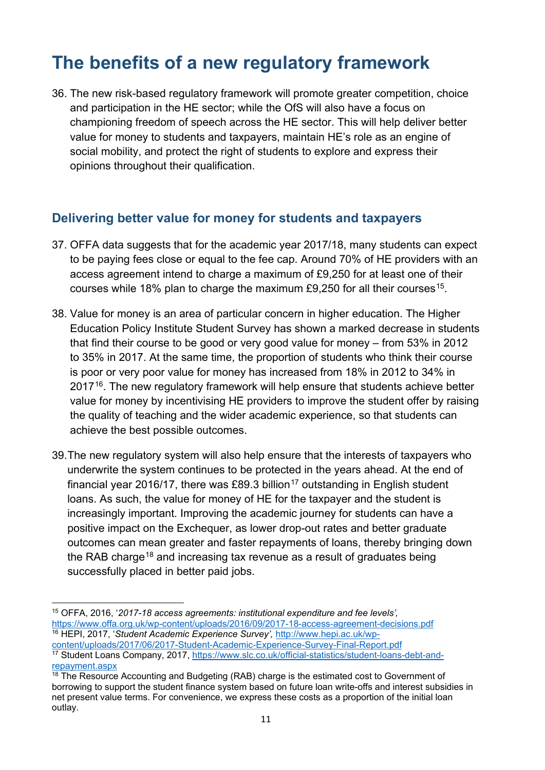# The benefits of a new regulatory framework

36. The new risk-based regulatory framework will promote greater competition, choice and participation in the HE sector; while the OfS will also have a focus on championing freedom of speech across the HE sector. This will help deliver better value for money to students and taxpayers, maintain HE's role as an engine of social mobility, and protect the right of students to explore and express their opinions throughout their qualification.

## Delivering better value for money for students and taxpayers

37. OFFA data suggests that for the academic year 2017/18, many students can expect to be paying fees close or equal to the fee cap. Around 70% of HE providers with an access agreement intend to charge a maximum of £9,250 for at least one of their courses while 18% plan to charge the maximum £9,250 for all their courses[15].

38. Value for money is an area of particular concern in higher education. The Higher Education Policy Institute Student Survey has shown a marked decrease in students that find their course to be good or very good value for money – from 53% in 2012 to 35% in 2017. At the same time, the proportion of students who think their course is poor or very poor value for money has increased from 18% in 2012 to 34% in 2017[16]. The new regulatory framework will help ensure that students achieve better value for money by incentivising HE providers to improve the student offer by raising the quality of teaching and the wider academic experience, so that students can achieve the best possible outcomes.

39. The new regulatory system will also help ensure that the interests of taxpayers who underwrite the system continues to be protected in the years ahead. At the end of financial year 2016/17, there was £89.3 billion[17] outstanding in English student loans. As such, the value for money of HE for the taxpayer and the student is increasingly important. Improving the academic journey for students can have a positive impact on the Exchequer, as lower drop-out rates and better graduate outcomes can mean greater and faster repayments of loans, thereby bringing down the RAB charge[18] and increasing tax revenue as a result of graduates being successfully placed in better paid jobs.

---

[15] OFFA, 2016, '*2017-18 access agreements: institutional expenditure and fee levels'*, https://www.offa.org.uk/wp-content/uploads/2016/09/2017-18-access-agreement-decisions.pdf

[16] HEPI, 2017, '*Student Academic Experience Survey'*, http://www.hepi.ac.uk/wp-content/uploads/2017/06/2017-Student-Academic-Experience-Survey-Final-Report.pdf

[17] Student Loans Company, 2017, https://www.slc.co.uk/official-statistics/student-loans-debt-and-repayment.aspx

[18] The Resource Accounting and Budgeting (RAB) charge is the estimated cost to Government of borrowing to support the student finance system based on future loan write-offs and interest subsidies in net present value terms. For convenience, we express these costs as a proportion of the initial loan outlay.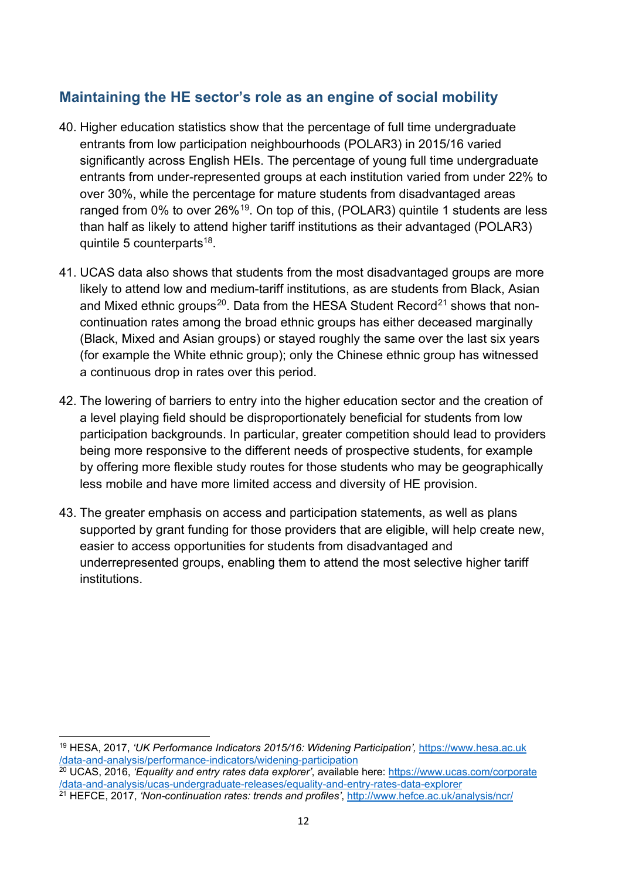## Maintaining the HE sector's role as an engine of social mobility

40. Higher education statistics show that the percentage of full time undergraduate entrants from low participation neighbourhoods (POLAR3) in 2015/16 varied significantly across English HEIs. The percentage of young full time undergraduate entrants from under-represented groups at each institution varied from under 22% to over 30%, while the percentage for mature students from disadvantaged areas ranged from 0% to over 26%[19]. On top of this, (POLAR3) quintile 1 students are less than half as likely to attend higher tariff institutions as their advantaged (POLAR3) quintile 5 counterparts[18].

41. UCAS data also shows that students from the most disadvantaged groups are more likely to attend low and medium-tariff institutions, as are students from Black, Asian and Mixed ethnic groups[20]. Data from the HESA Student Record[21] shows that non-continuation rates among the broad ethnic groups has either deceased marginally (Black, Mixed and Asian groups) or stayed roughly the same over the last six years (for example the White ethnic group); only the Chinese ethnic group has witnessed a continuous drop in rates over this period.

42. The lowering of barriers to entry into the higher education sector and the creation of a level playing field should be disproportionately beneficial for students from low participation backgrounds. In particular, greater competition should lead to providers being more responsive to the different needs of prospective students, for example by offering more flexible study routes for those students who may be geographically less mobile and have more limited access and diversity of HE provision.

43. The greater emphasis on access and participation statements, as well as plans supported by grant funding for those providers that are eligible, will help create new, easier to access opportunities for students from disadvantaged and underrepresented groups, enabling them to attend the most selective higher tariff institutions.

---

[19] HESA, 2017, *'UK Performance Indicators 2015/16: Widening Participation',* https://www.hesa.ac.uk/data-and-analysis/performance-indicators/widening-participation

[20] UCAS, 2016, *'Equality and entry rates data explorer'*, available here: https://www.ucas.com/corporate/data-and-analysis/ucas-undergraduate-releases/equality-and-entry-rates-data-explorer

[21] HEFCE, 2017, *'Non-continuation rates: trends and profiles'*, http://www.hefce.ac.uk/analysis/ncr/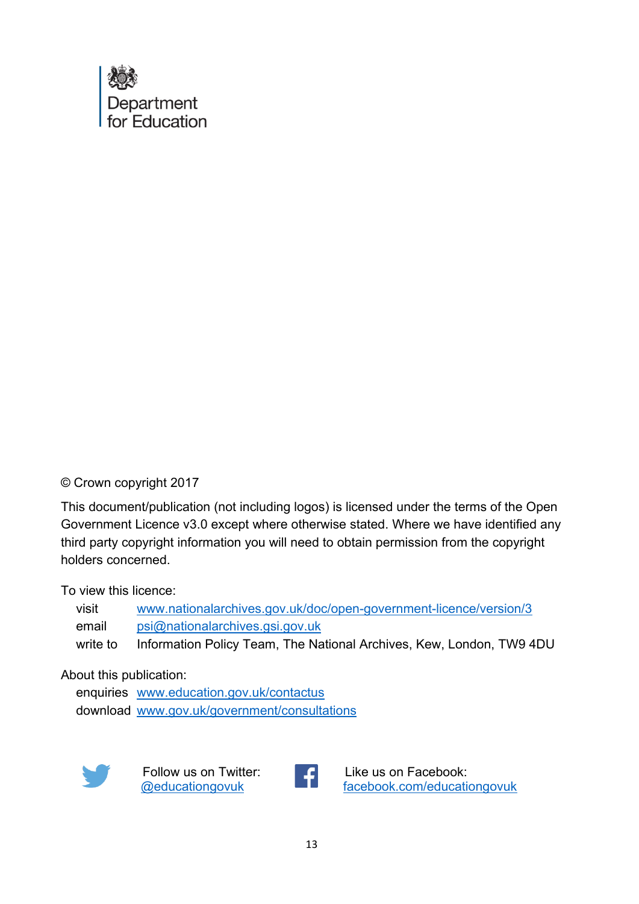Department for Education

© Crown copyright 2017

This document/publication (not including logos) is licensed under the terms of the Open Government Licence v3.0 except where otherwise stated. Where we have identified any third party copyright information you will need to obtain permission from the copyright holders concerned.

To view this licence:

| | |
|---|---|
| visit | www.nationalarchives.gov.uk/doc/open-government-licence/version/3 |
| email | psi@nationalarchives.gsi.gov.uk |
| write to | Information Policy Team, The National Archives, Kew, London, TW9 4DU |

About this publication:

| | |
|---|---|
| enquiries | www.education.gov.uk/contactus |
| download | www.gov.uk/government/consultations |

Follow us on Twitter: @educationgovuk

Like us on Facebook: facebook.com/educationgovuk